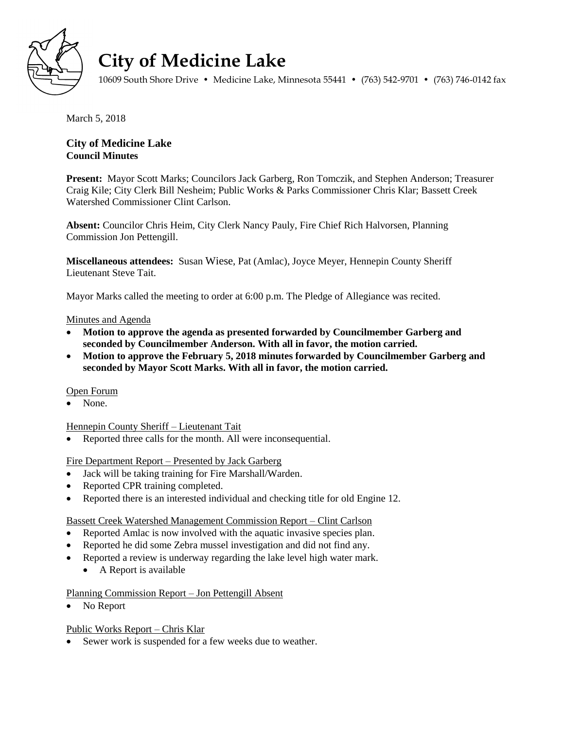# City of Medicine Lake

10609 South Shore Drive • Medicine Lake, Minnesota 55441 • (763) 542-9701 • (763) 746-0142 fax

March 5, 2018

## City of Medicine Lake
### Council Minutes

**Present:** Mayor Scott Marks; Councilors Jack Garberg, Ron Tomczik, and Stephen Anderson; Treasurer Craig Kile; City Clerk Bill Nesheim; Public Works & Parks Commissioner Chris Klar; Bassett Creek Watershed Commissioner Clint Carlson.

**Absent:** Councilor Chris Heim, City Clerk Nancy Pauly, Fire Chief Rich Halvorsen, Planning Commission Jon Pettengill.

**Miscellaneous attendees:** Susan Wiese, Pat (Amlac), Joyce Meyer, Hennepin County Sheriff Lieutenant Steve Tait.

Mayor Marks called the meeting to order at 6:00 p.m. The Pledge of Allegiance was recited.

Minutes and Agenda

- **Motion to approve the agenda as presented forwarded by Councilmember Garberg and seconded by Councilmember Anderson. With all in favor, the motion carried.**
- **Motion to approve the February 5, 2018 minutes forwarded by Councilmember Garberg and seconded by Mayor Scott Marks. With all in favor, the motion carried.**

Open Forum

- None.

Hennepin County Sheriff – Lieutenant Tait

- Reported three calls for the month. All were inconsequential.

Fire Department Report – Presented by Jack Garberg

- Jack will be taking training for Fire Marshall/Warden.
- Reported CPR training completed.
- Reported there is an interested individual and checking title for old Engine 12.

Bassett Creek Watershed Management Commission Report – Clint Carlson

- Reported Amlac is now involved with the aquatic invasive species plan.
- Reported he did some Zebra mussel investigation and did not find any.
- Reported a review is underway regarding the lake level high water mark.
  - A Report is available

Planning Commission Report – Jon Pettengill Absent

- No Report

Public Works Report – Chris Klar

- Sewer work is suspended for a few weeks due to weather.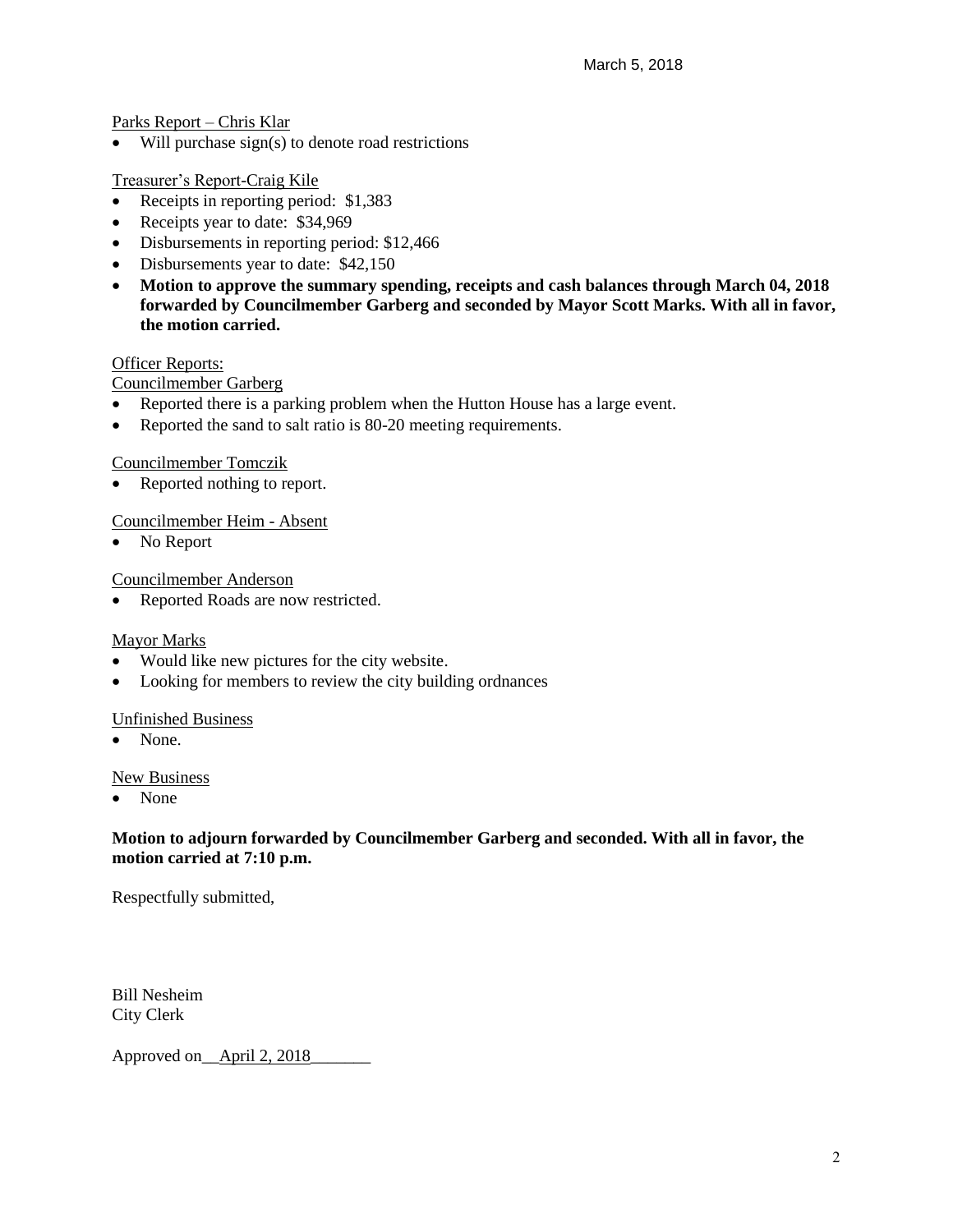Parks Report – Chris Klar

- Will purchase sign(s) to denote road restrictions

Treasurer's Report-Craig Kile

- Receipts in reporting period: $1,383
- Receipts year to date: $34,969
- Disbursements in reporting period: $12,466
- Disbursements year to date: $42,150
- **Motion to approve the summary spending, receipts and cash balances through March 04, 2018 forwarded by Councilmember Garberg and seconded by Mayor Scott Marks. With all in favor, the motion carried.**

Officer Reports:

Councilmember Garberg

- Reported there is a parking problem when the Hutton House has a large event.
- Reported the sand to salt ratio is 80-20 meeting requirements.

Councilmember Tomczik

- Reported nothing to report.

Councilmember Heim - Absent

- No Report

Councilmember Anderson

- Reported Roads are now restricted.

Mayor Marks

- Would like new pictures for the city website.
- Looking for members to review the city building ordnances

Unfinished Business

- None.

New Business

- None

**Motion to adjourn forwarded by Councilmember Garberg and seconded. With all in favor, the motion carried at 7:10 p.m.**

Respectfully submitted,

Bill Nesheim
City Clerk

Approved on April 2, 2018